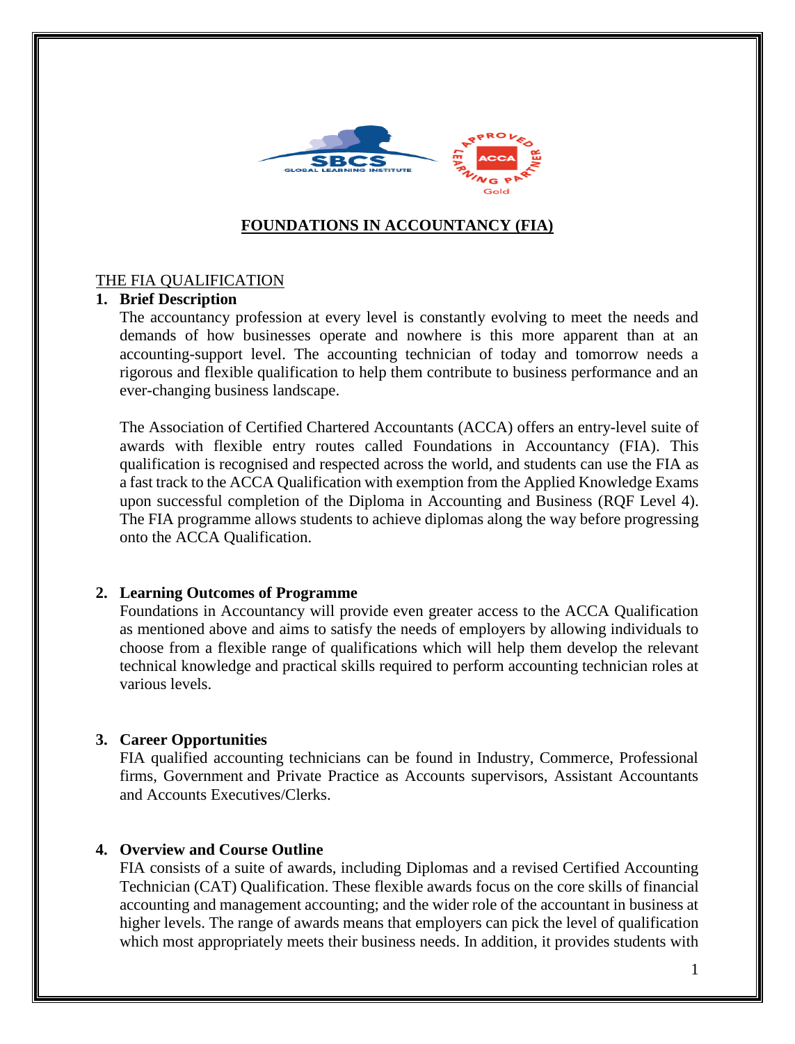# FOUNDATIONS IN ACCOUNTANCY (FIA)

## THE FIA QUALIFICATION

### 1. Brief Description

The accountancy profession at every level is constantly evolving to meet the needs and demands of how businesses operate and nowhere is this more apparent than at an accounting-support level. The accounting technician of today and tomorrow needs a rigorous and flexible qualification to help them contribute to business performance and an ever-changing business landscape.

The Association of Certified Chartered Accountants (ACCA) offers an entry-level suite of awards with flexible entry routes called Foundations in Accountancy (FIA). This qualification is recognised and respected across the world, and students can use the FIA as a fast track to the ACCA Qualification with exemption from the Applied Knowledge Exams upon successful completion of the Diploma in Accounting and Business (RQF Level 4). The FIA programme allows students to achieve diplomas along the way before progressing onto the ACCA Qualification.

### 2. Learning Outcomes of Programme

Foundations in Accountancy will provide even greater access to the ACCA Qualification as mentioned above and aims to satisfy the needs of employers by allowing individuals to choose from a flexible range of qualifications which will help them develop the relevant technical knowledge and practical skills required to perform accounting technician roles at various levels.

### 3. Career Opportunities

FIA qualified accounting technicians can be found in Industry, Commerce, Professional firms, Government and Private Practice as Accounts supervisors, Assistant Accountants and Accounts Executives/Clerks.

### 4. Overview and Course Outline

FIA consists of a suite of awards, including Diplomas and a revised Certified Accounting Technician (CAT) Qualification. These flexible awards focus on the core skills of financial accounting and management accounting; and the wider role of the accountant in business at higher levels. The range of awards means that employers can pick the level of qualification which most appropriately meets their business needs. In addition, it provides students with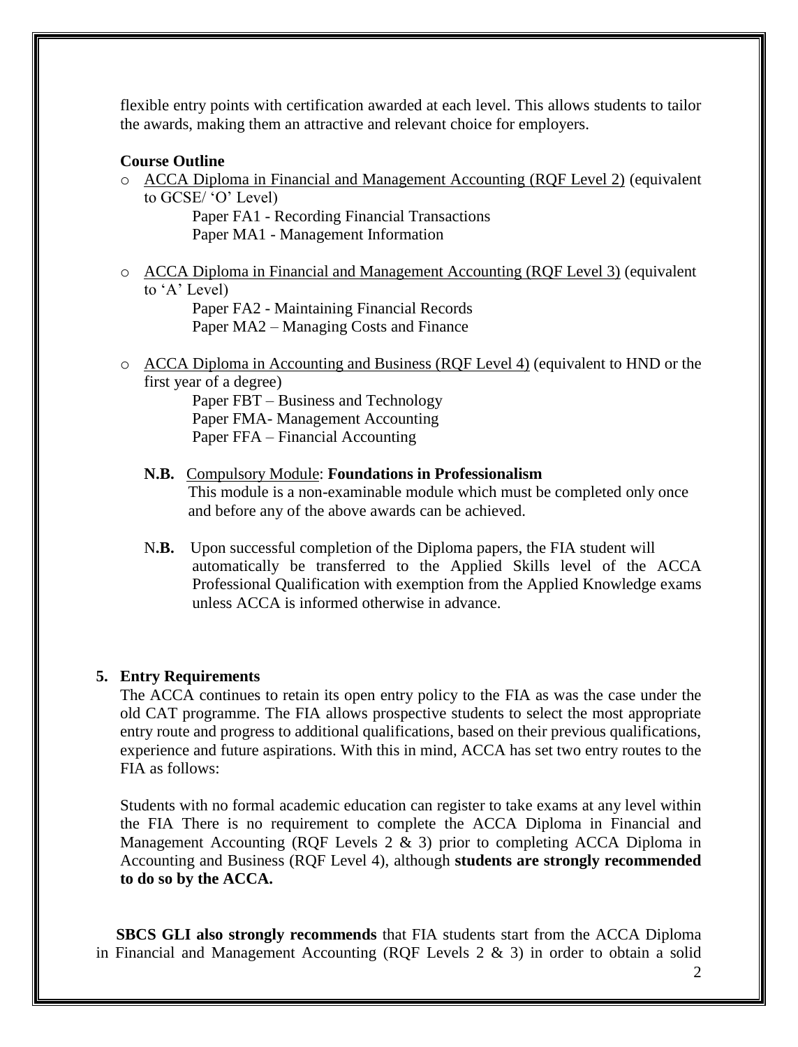flexible entry points with certification awarded at each level. This allows students to tailor the awards, making them an attractive and relevant choice for employers.

**Course Outline**

- ACCA Diploma in Financial and Management Accounting (RQF Level 2) (equivalent to GCSE/ 'O' Level)

  Paper FA1 - Recording Financial Transactions
  Paper MA1 - Management Information

- ACCA Diploma in Financial and Management Accounting (RQF Level 3) (equivalent to 'A' Level)

  Paper FA2 - Maintaining Financial Records
  Paper MA2 – Managing Costs and Finance

- ACCA Diploma in Accounting and Business (RQF Level 4) (equivalent to HND or the first year of a degree)

  Paper FBT – Business and Technology
  Paper FMA- Management Accounting
  Paper FFA – Financial Accounting

**N.B.** Compulsory Module: **Foundations in Professionalism**
This module is a non-examinable module which must be completed only once and before any of the above awards can be achieved.

**N.B.** Upon successful completion of the Diploma papers, the FIA student will automatically be transferred to the Applied Skills level of the ACCA Professional Qualification with exemption from the Applied Knowledge exams unless ACCA is informed otherwise in advance.

## 5. Entry Requirements

The ACCA continues to retain its open entry policy to the FIA as was the case under the old CAT programme. The FIA allows prospective students to select the most appropriate entry route and progress to additional qualifications, based on their previous qualifications, experience and future aspirations. With this in mind, ACCA has set two entry routes to the FIA as follows:

Students with no formal academic education can register to take exams at any level within the FIA There is no requirement to complete the ACCA Diploma in Financial and Management Accounting (RQF Levels 2 & 3) prior to completing ACCA Diploma in Accounting and Business (RQF Level 4), although **students are strongly recommended to do so by the ACCA.**

**SBCS GLI also strongly recommends** that FIA students start from the ACCA Diploma in Financial and Management Accounting (RQF Levels 2 & 3) in order to obtain a solid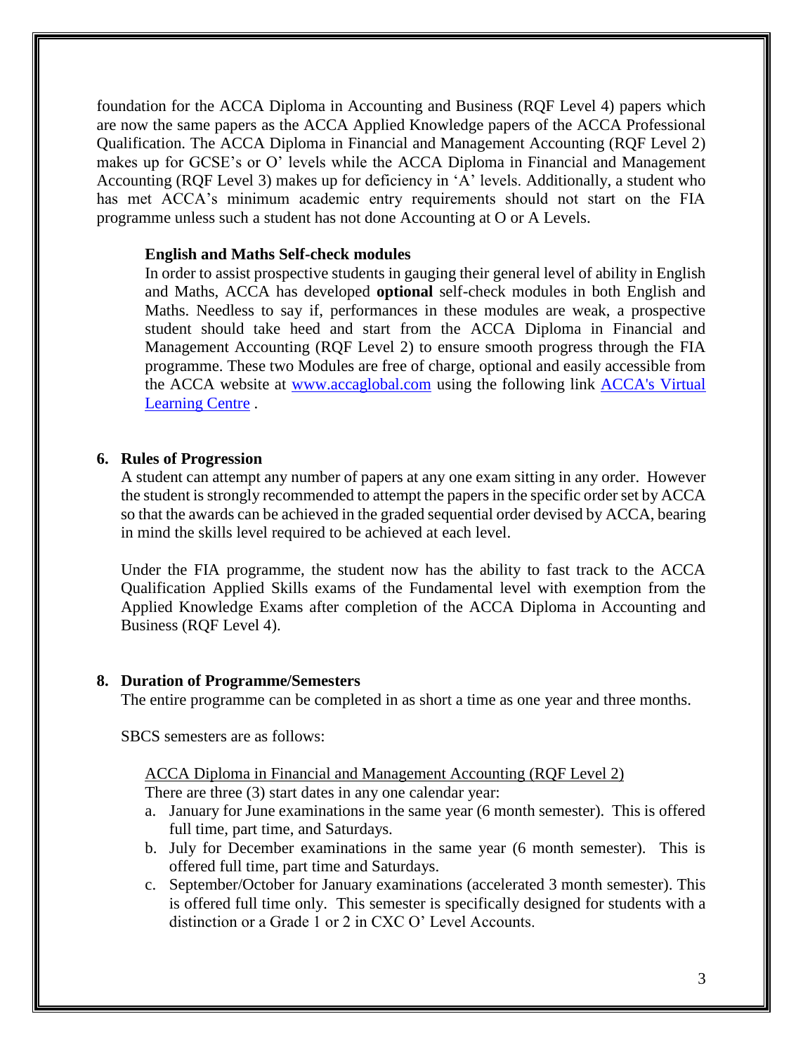foundation for the ACCA Diploma in Accounting and Business (RQF Level 4) papers which are now the same papers as the ACCA Applied Knowledge papers of the ACCA Professional Qualification. The ACCA Diploma in Financial and Management Accounting (RQF Level 2) makes up for GCSE's or O' levels while the ACCA Diploma in Financial and Management Accounting (RQF Level 3) makes up for deficiency in 'A' levels. Additionally, a student who has met ACCA's minimum academic entry requirements should not start on the FIA programme unless such a student has not done Accounting at O or A Levels.

**English and Maths Self-check modules**

In order to assist prospective students in gauging their general level of ability in English and Maths, ACCA has developed **optional** self-check modules in both English and Maths. Needless to say if, performances in these modules are weak, a prospective student should take heed and start from the ACCA Diploma in Financial and Management Accounting (RQF Level 2) to ensure smooth progress through the FIA programme. These two Modules are free of charge, optional and easily accessible from the ACCA website at [www.accaglobal.com](www.accaglobal.com) using the following link [ACCA's Virtual Learning Centre](ACCA's Virtual Learning Centre) .

## 6. Rules of Progression

A student can attempt any number of papers at any one exam sitting in any order. However the student is strongly recommended to attempt the papers in the specific order set by ACCA so that the awards can be achieved in the graded sequential order devised by ACCA, bearing in mind the skills level required to be achieved at each level.

Under the FIA programme, the student now has the ability to fast track to the ACCA Qualification Applied Skills exams of the Fundamental level with exemption from the Applied Knowledge Exams after completion of the ACCA Diploma in Accounting and Business (RQF Level 4).

## 8. Duration of Programme/Semesters

The entire programme can be completed in as short a time as one year and three months.

SBCS semesters are as follows:

<u>ACCA Diploma in Financial and Management Accounting (RQF Level 2)</u>

There are three (3) start dates in any one calendar year:

a. January for June examinations in the same year (6 month semester). This is offered full time, part time, and Saturdays.
b. July for December examinations in the same year (6 month semester). This is offered full time, part time and Saturdays.
c. September/October for January examinations (accelerated 3 month semester). This is offered full time only. This semester is specifically designed for students with a distinction or a Grade 1 or 2 in CXC O' Level Accounts.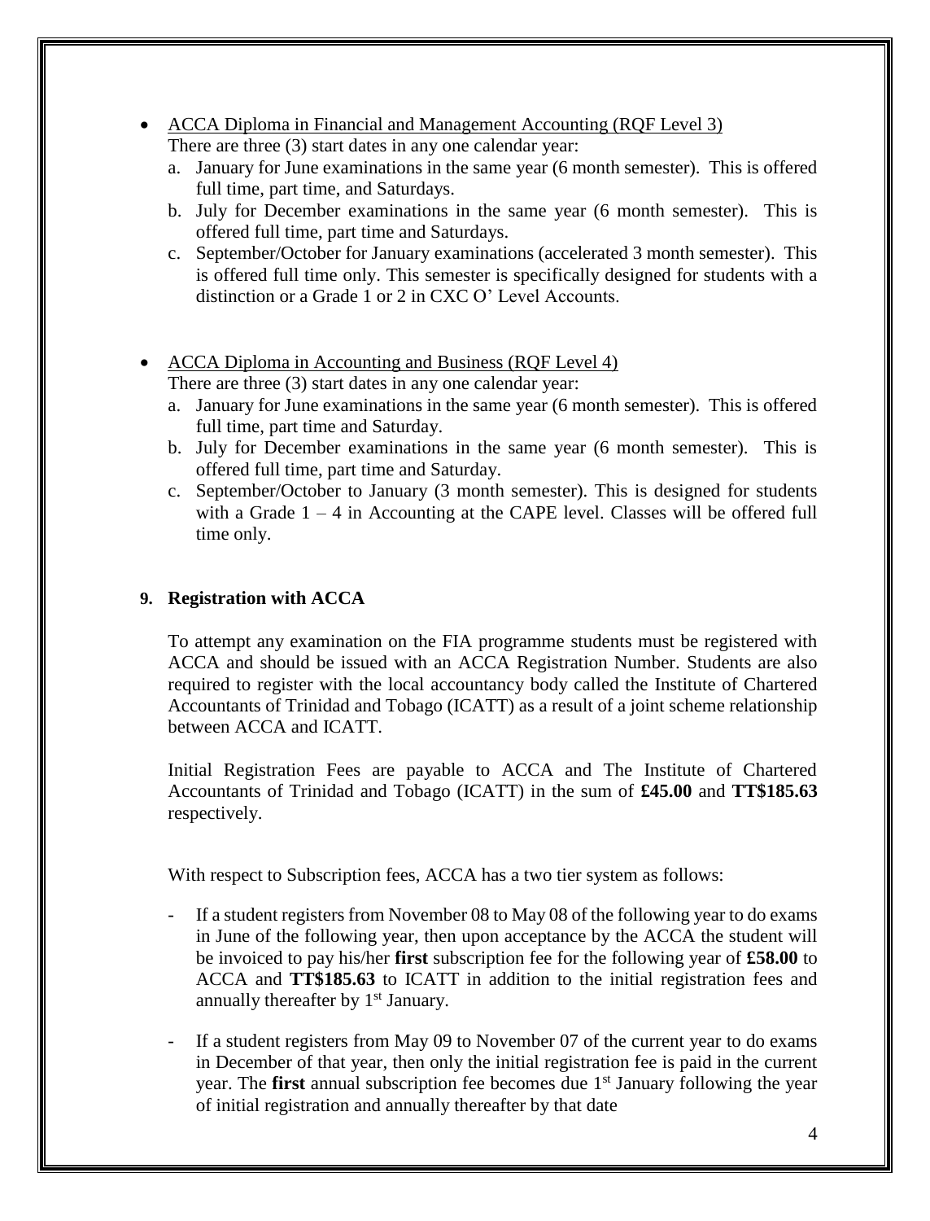- <u>ACCA Diploma in Financial and Management Accounting (RQF Level 3)</u>
  There are three (3) start dates in any one calendar year:
  a. January for June examinations in the same year (6 month semester). This is offered full time, part time, and Saturdays.
  b. July for December examinations in the same year (6 month semester). This is offered full time, part time and Saturdays.
  c. September/October for January examinations (accelerated 3 month semester). This is offered full time only. This semester is specifically designed for students with a distinction or a Grade 1 or 2 in CXC O' Level Accounts.

- <u>ACCA Diploma in Accounting and Business (RQF Level 4)</u>
  There are three (3) start dates in any one calendar year:
  a. January for June examinations in the same year (6 month semester). This is offered full time, part time and Saturday.
  b. July for December examinations in the same year (6 month semester). This is offered full time, part time and Saturday.
  c. September/October to January (3 month semester). This is designed for students with a Grade 1 – 4 in Accounting at the CAPE level. Classes will be offered full time only.

## 9. Registration with ACCA

To attempt any examination on the FIA programme students must be registered with ACCA and should be issued with an ACCA Registration Number. Students are also required to register with the local accountancy body called the Institute of Chartered Accountants of Trinidad and Tobago (ICATT) as a result of a joint scheme relationship between ACCA and ICATT.

Initial Registration Fees are payable to ACCA and The Institute of Chartered Accountants of Trinidad and Tobago (ICATT) in the sum of **£45.00** and **TT$185.63** respectively.

With respect to Subscription fees, ACCA has a two tier system as follows:

- If a student registers from November 08 to May 08 of the following year to do exams in June of the following year, then upon acceptance by the ACCA the student will be invoiced to pay his/her **first** subscription fee for the following year of **£58.00** to ACCA and **TT$185.63** to ICATT in addition to the initial registration fees and annually thereafter by 1st January.

- If a student registers from May 09 to November 07 of the current year to do exams in December of that year, then only the initial registration fee is paid in the current year. The **first** annual subscription fee becomes due 1st January following the year of initial registration and annually thereafter by that date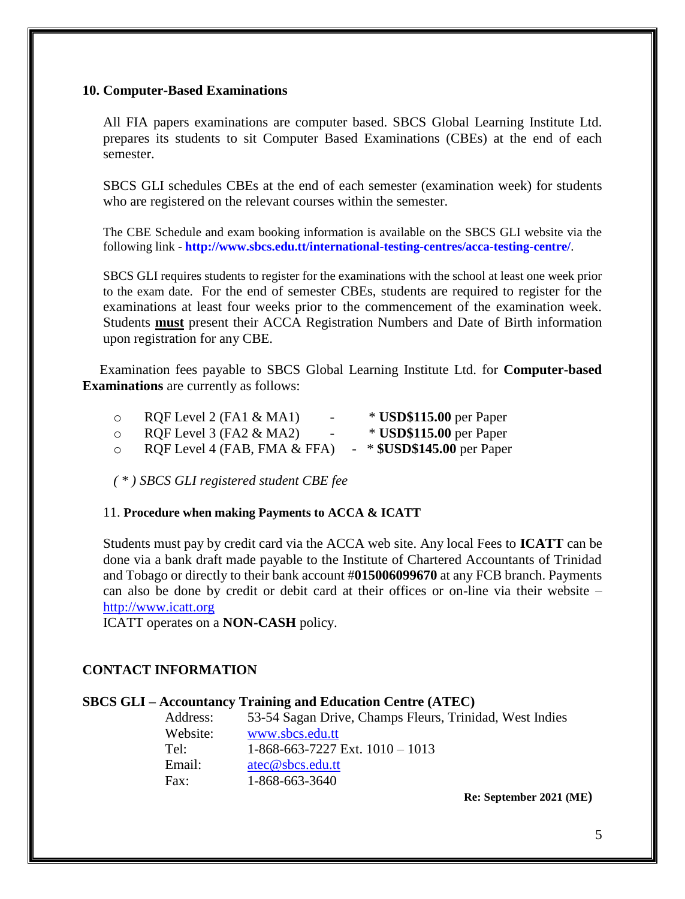## 10. Computer-Based Examinations

All FIA papers examinations are computer based. SBCS Global Learning Institute Ltd. prepares its students to sit Computer Based Examinations (CBEs) at the end of each semester.

SBCS GLI schedules CBEs at the end of each semester (examination week) for students who are registered on the relevant courses within the semester.

The CBE Schedule and exam booking information is available on the SBCS GLI website via the following link - **http://www.sbcs.edu.tt/international-testing-centres/acca-testing-centre/**.

SBCS GLI requires students to register for the examinations with the school at least one week prior to the exam date. For the end of semester CBEs, students are required to register for the examinations at least four weeks prior to the commencement of the examination week. Students **must** present their ACCA Registration Numbers and Date of Birth information upon registration for any CBE.

Examination fees payable to SBCS Global Learning Institute Ltd. for **Computer-based Examinations** are currently as follows:

- RQF Level 2 (FA1 & MA1) - * **USD$115.00** per Paper
- RQF Level 3 (FA2 & MA2) - * **USD$115.00** per Paper
- RQF Level 4 (FAB, FMA & FFA) - * **$USD$145.00** per Paper

*( * ) SBCS GLI registered student CBE fee*

## 11. Procedure when making Payments to ACCA & ICATT

Students must pay by credit card via the ACCA web site. Any local Fees to **ICATT** can be done via a bank draft made payable to the Institute of Chartered Accountants of Trinidad and Tobago or directly to their bank account #**015006099670** at any FCB branch. Payments can also be done by credit or debit card at their offices or on-line via their website – http://www.icatt.org

ICATT operates on a **NON-CASH** policy.

## CONTACT INFORMATION

**SBCS GLI – Accountancy Training and Education Centre (ATEC)**

| | |
|---|---|
| Address: | 53-54 Sagan Drive, Champs Fleurs, Trinidad, West Indies |
| Website: | www.sbcs.edu.tt |
| Tel: | 1-868-663-7227 Ext. 1010 – 1013 |
| Email: | atec@sbcs.edu.tt |
| Fax: | 1-868-663-3640 |

**Re: September 2021 (ME)**